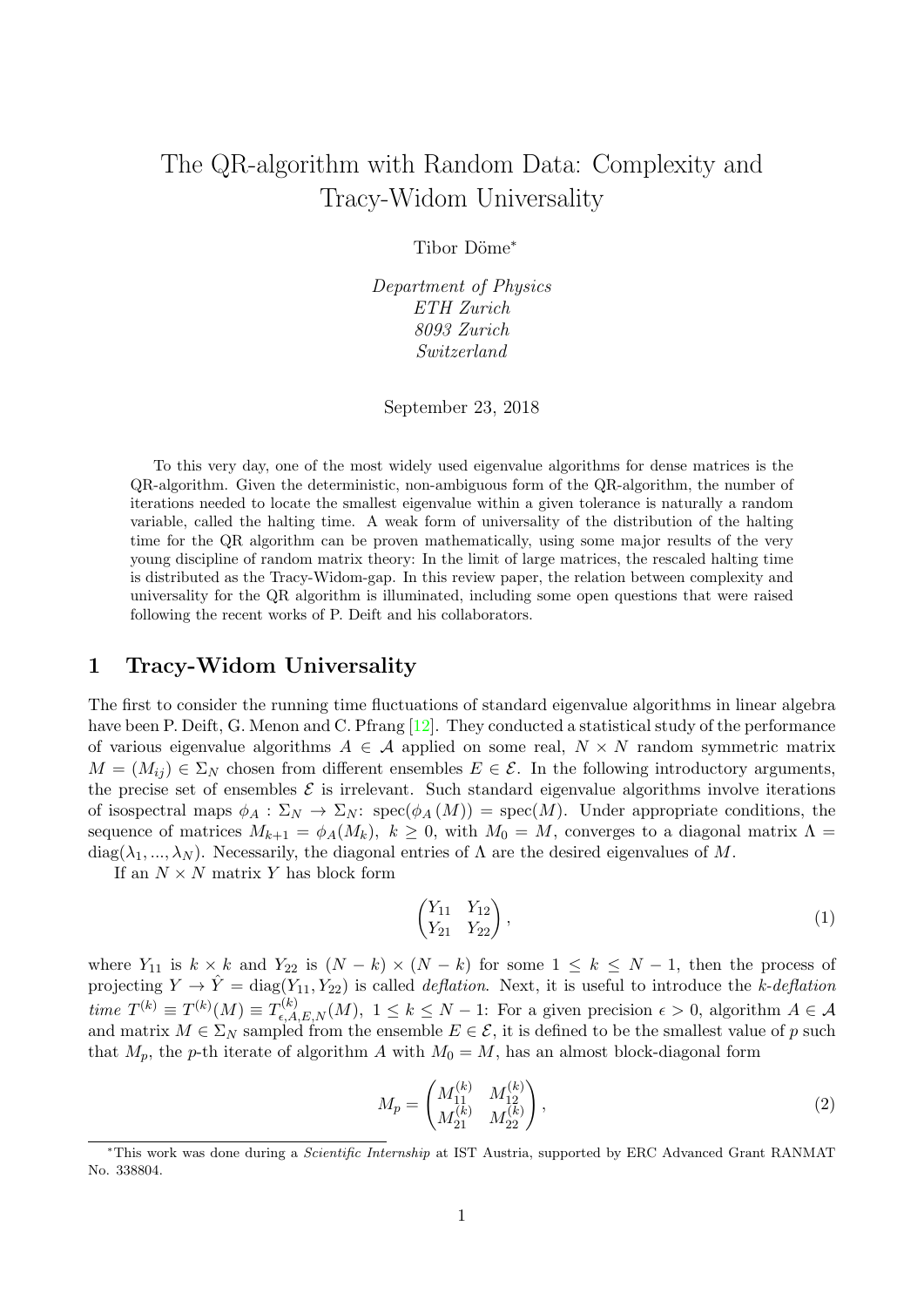# The QR-algorithm with Random Data: Complexity and Tracy-Widom Universality

Tibor Döme*

*Department of Physics*
*ETH Zurich*
*8093 Zurich*
*Switzerland*

September 23, 2018

To this very day, one of the most widely used eigenvalue algorithms for dense matrices is the QR-algorithm. Given the deterministic, non-ambiguous form of the QR-algorithm, the number of iterations needed to locate the smallest eigenvalue within a given tolerance is naturally a random variable, called the halting time. A weak form of universality of the distribution of the halting time for the QR algorithm can be proven mathematically, using some major results of the very young discipline of random matrix theory: In the limit of large matrices, the rescaled halting time is distributed as the Tracy-Widom-gap. In this review paper, the relation between complexity and universality for the QR algorithm is illuminated, including some open questions that were raised following the recent works of P. Deift and his collaborators.

## 1 Tracy-Widom Universality

The first to consider the running time fluctuations of standard eigenvalue algorithms in linear algebra have been P. Deift, G. Menon and C. Pfrang [12]. They conducted a statistical study of the performance of various eigenvalue algorithms $A \in \mathcal{A}$ applied on some real, $N \times N$ random symmetric matrix $M = (M_{ij}) \in \Sigma_N$ chosen from different ensembles $E \in \mathcal{E}$. In the following introductory arguments, the precise set of ensembles $\mathcal{E}$ is irrelevant. Such standard eigenvalue algorithms involve iterations of isospectral maps $\phi_A : \Sigma_N \to \Sigma_N$: $\text{spec}(\phi_A(M)) = \text{spec}(M)$. Under appropriate conditions, the sequence of matrices $M_{k+1} = \phi_A(M_k)$, $k \geq 0$, with $M_0 = M$, converges to a diagonal matrix $\Lambda = \text{diag}(\lambda_1, ..., \lambda_N)$. Necessarily, the diagonal entries of $\Lambda$ are the desired eigenvalues of $M$.

If an $N \times N$ matrix $Y$ has block form

$$\begin{pmatrix} Y_{11} & Y_{12} \\ Y_{21} & Y_{22} \end{pmatrix}, \tag{1}$$

where $Y_{11}$ is $k \times k$ and $Y_{22}$ is $(N-k) \times (N-k)$ for some $1 \leq k \leq N-1$, then the process of projecting $Y \to \hat{Y} = \text{diag}(Y_{11}, Y_{22})$ is called *deflation*. Next, it is useful to introduce the *k-deflation time* $T^{(k)} \equiv T^{(k)}(M) \equiv T^{(k)}_{\epsilon,A,E,N}(M)$, $1 \leq k \leq N-1$: For a given precision $\epsilon > 0$, algorithm $A \in \mathcal{A}$ and matrix $M \in \Sigma_N$ sampled from the ensemble $E \in \mathcal{E}$, it is defined to be the smallest value of $p$ such that $M_p$, the $p$-th iterate of algorithm $A$ with $M_0 = M$, has an almost block-diagonal form

$$M_p = \begin{pmatrix} M^{(k)}_{11} & M^{(k)}_{12} \\ M^{(k)}_{21} & M^{(k)}_{22} \end{pmatrix}, \tag{2}$$

*This work was done during a *Scientific Internship* at IST Austria, supported by ERC Advanced Grant RANMAT No. 338804.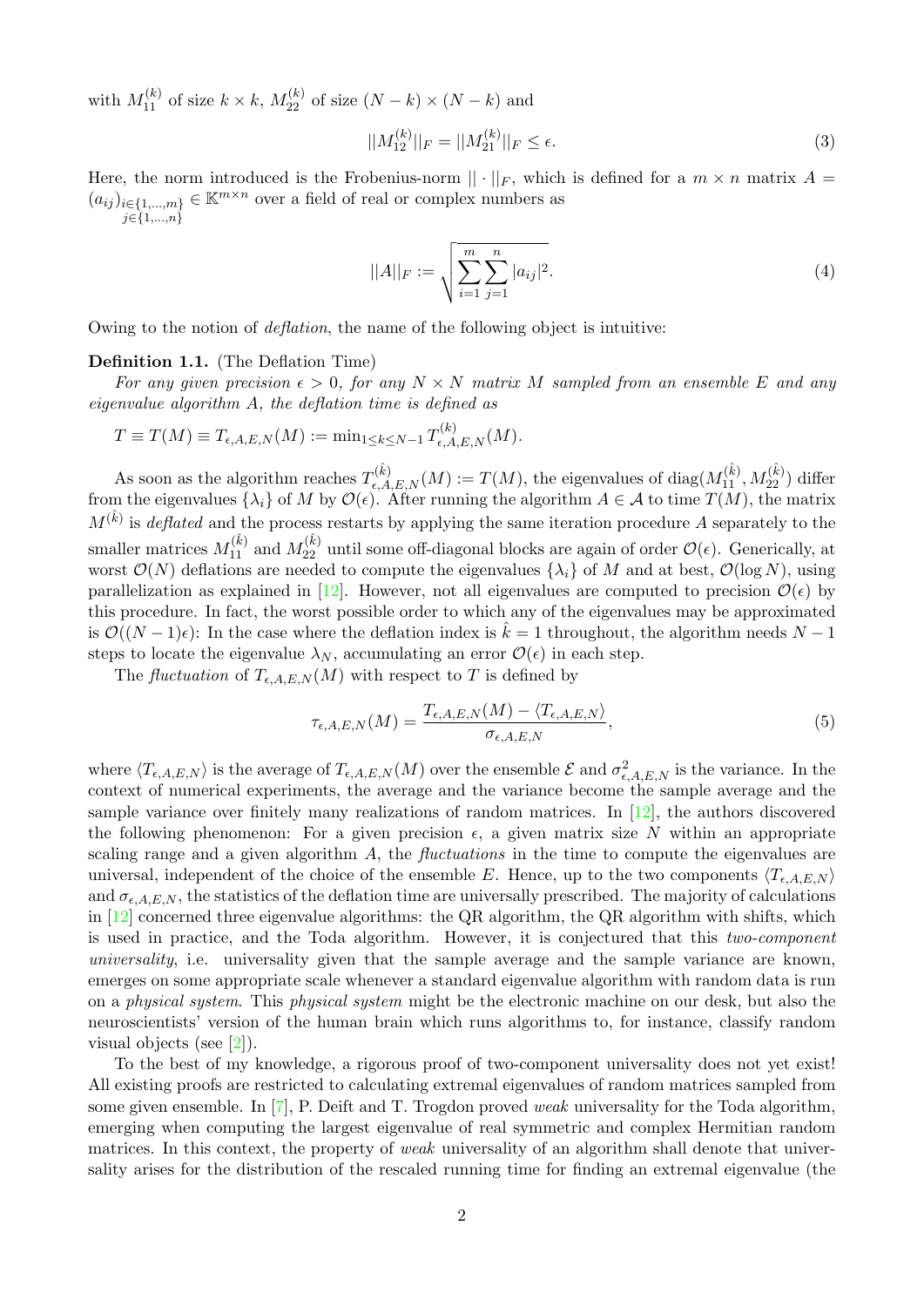with $M_{11}^{(k)}$ of size $k \times k$, $M_{22}^{(k)}$ of size $(N-k) \times (N-k)$ and

$$||M_{12}^{(k)}||_F = ||M_{21}^{(k)}||_F \leq \epsilon. \tag{3}$$

Here, the norm introduced is the Frobenius-norm $||\cdot||_F$, which is defined for a $m \times n$ matrix $A = (a_{ij})_{\substack{i\in\{1,\ldots,m\} \\ j\in\{1,\ldots,n\}}} \in \mathbb{K}^{m\times n}$ over a field of real or complex numbers as

$$||A||_F := \sqrt{\sum_{i=1}^{m}\sum_{j=1}^{n}|a_{ij}|^2}. \tag{4}$$

Owing to the notion of *deflation*, the name of the following object is intuitive:

**Definition 1.1.** (The Deflation Time)
*For any given precision $\epsilon > 0$, for any $N \times N$ matrix $M$ sampled from an ensemble $E$ and any eigenvalue algorithm $A$, the deflation time is defined as*

$T \equiv T(M) \equiv T_{\epsilon,A,E,N}(M) := \min_{1\leq k\leq N-1} T_{\epsilon,A,E,N}^{(k)}(M)$.

As soon as the algorithm reaches $T_{\epsilon,A,E,N}^{(\hat{k})}(M) := T(M)$, the eigenvalues of $\text{diag}(M_{11}^{(\hat{k})}, M_{22}^{(\hat{k})})$ differ from the eigenvalues $\{\lambda_i\}$ of $M$ by $\mathcal{O}(\epsilon)$. After running the algorithm $A \in \mathcal{A}$ to time $T(M)$, the matrix $M^{(\hat{k})}$ is *deflated* and the process restarts by applying the same iteration procedure $A$ separately to the smaller matrices $M_{11}^{(\hat{k})}$ and $M_{22}^{(\hat{k})}$ until some off-diagonal blocks are again of order $\mathcal{O}(\epsilon)$. Generically, at worst $\mathcal{O}(N)$ deflations are needed to compute the eigenvalues $\{\lambda_i\}$ of $M$ and at best, $\mathcal{O}(\log N)$, using parallelization as explained in [12]. However, not all eigenvalues are computed to precision $\mathcal{O}(\epsilon)$ by this procedure. In fact, the worst possible order to which any of the eigenvalues may be approximated is $\mathcal{O}((N-1)\epsilon)$: In the case where the deflation index is $\hat{k} = 1$ throughout, the algorithm needs $N-1$ steps to locate the eigenvalue $\lambda_N$, accumulating an error $\mathcal{O}(\epsilon)$ in each step.

The *fluctuation* of $T_{\epsilon,A,E,N}(M)$ with respect to $T$ is defined by

$$\tau_{\epsilon,A,E,N}(M) = \frac{T_{\epsilon,A,E,N}(M) - \langle T_{\epsilon,A,E,N}\rangle}{\sigma_{\epsilon,A,E,N}}, \tag{5}$$

where $\langle T_{\epsilon,A,E,N}\rangle$ is the average of $T_{\epsilon,A,E,N}(M)$ over the ensemble $\mathcal{E}$ and $\sigma^2_{\epsilon,A,E,N}$ is the variance. In the context of numerical experiments, the average and the variance become the sample average and the sample variance over finitely many realizations of random matrices. In [12], the authors discovered the following phenomenon: For a given precision $\epsilon$, a given matrix size $N$ within an appropriate scaling range and a given algorithm $A$, the *fluctuations* in the time to compute the eigenvalues are universal, independent of the choice of the ensemble $E$. Hence, up to the two components $\langle T_{\epsilon,A,E,N}\rangle$ and $\sigma_{\epsilon,A,E,N}$, the statistics of the deflation time are universally prescribed. The majority of calculations in [12] concerned three eigenvalue algorithms: the QR algorithm, the QR algorithm with shifts, which is used in practice, and the Toda algorithm. However, it is conjectured that this *two-component universality*, i.e. universality given that the sample average and the sample variance are known, emerges on some appropriate scale whenever a standard eigenvalue algorithm with random data is run on a *physical system*. This *physical system* might be the electronic machine on our desk, but also the neuroscientists' version of the human brain which runs algorithms to, for instance, classify random visual objects (see [2]).

To the best of my knowledge, a rigorous proof of two-component universality does not yet exist! All existing proofs are restricted to calculating extremal eigenvalues of random matrices sampled from some given ensemble. In [7], P. Deift and T. Trogdon proved *weak* universality for the Toda algorithm, emerging when computing the largest eigenvalue of real symmetric and complex Hermitian random matrices. In this context, the property of *weak* universality of an algorithm shall denote that universality arises for the distribution of the rescaled running time for finding an extremal eigenvalue (the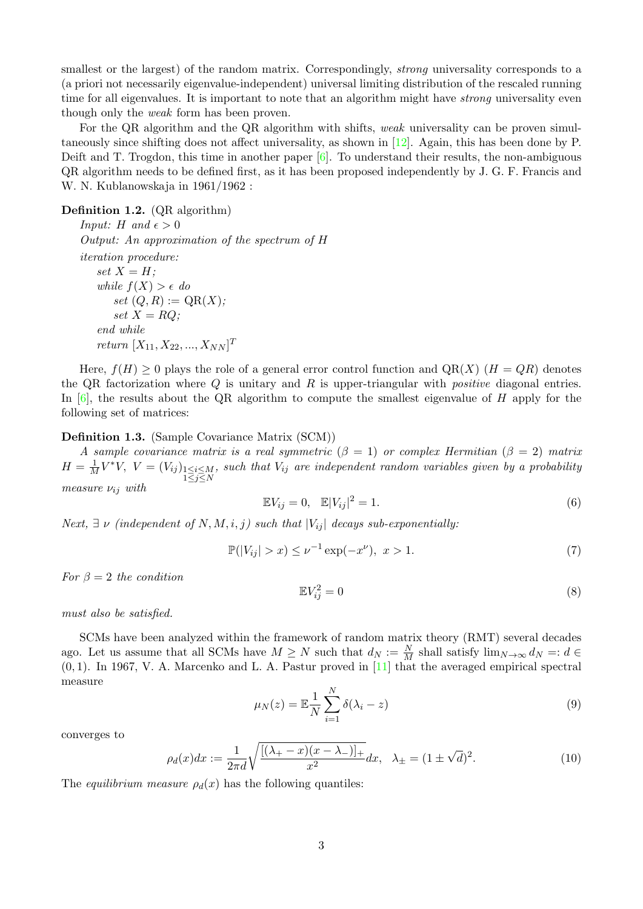smallest or the largest) of the random matrix. Correspondingly, *strong* universality corresponds to a (a priori not necessarily eigenvalue-independent) universal limiting distribution of the rescaled running time for all eigenvalues. It is important to note that an algorithm might have *strong* universality even though only the *weak* form has been proven.

For the QR algorithm and the QR algorithm with shifts, *weak* universality can be proven simultaneously since shifting does not affect universality, as shown in [12]. Again, this has been done by P. Deift and T. Trogdon, this time in another paper [6]. To understand their results, the non-ambiguous QR algorithm needs to be defined first, as it has been proposed independently by J. G. F. Francis and W. N. Kublanowskaja in 1961/1962 :

**Definition 1.2.** (QR algorithm)
*Input: $H$ and $\epsilon > 0$*
*Output: An approximation of the spectrum of $H$*
*iteration procedure:*
*set $X = H$;*
*while $f(X) > \epsilon$ do*
*set $(Q, R) := \mathrm{QR}(X)$;*
*set $X = RQ$;*
*end while*
*return $[X_{11}, X_{22}, ..., X_{NN}]^T$*

Here, $f(H) \geq 0$ plays the role of a general error control function and $\mathrm{QR}(X)$ $(H = QR)$ denotes the QR factorization where $Q$ is unitary and $R$ is upper-triangular with *positive* diagonal entries. In [6], the results about the QR algorithm to compute the smallest eigenvalue of $H$ apply for the following set of matrices:

**Definition 1.3.** (Sample Covariance Matrix (SCM))
*A sample covariance matrix is a real symmetric ($\beta = 1$) or complex Hermitian ($\beta = 2$) matrix $H = \frac{1}{M}V^*V$, $V = (V_{ij})_{\substack{1 \leq i \leq M \\ 1 \leq j \leq N}}$, such that $V_{ij}$ are independent random variables given by a probability measure $\nu_{ij}$ with*

$$\mathbb{E}V_{ij} = 0, \quad \mathbb{E}|V_{ij}|^2 = 1. \tag{6}$$

*Next, $\exists\ \nu$ (independent of $N, M, i, j$) such that $|V_{ij}|$ decays sub-exponentially:*

$$\mathbb{P}(|V_{ij}| > x) \leq \nu^{-1} \exp(-x^\nu), \ x > 1. \tag{7}$$

*For $\beta = 2$ the condition*

$$\mathbb{E}V_{ij}^2 = 0 \tag{8}$$

*must also be satisfied.*

SCMs have been analyzed within the framework of random matrix theory (RMT) several decades ago. Let us assume that all SCMs have $M \geq N$ such that $d_N := \frac{N}{M}$ shall satisfy $\lim_{N\to\infty} d_N =: d \in (0, 1)$. In 1967, V. A. Marcenko and L. A. Pastur proved in [11] that the averaged empirical spectral measure

$$\mu_N(z) = \mathbb{E}\frac{1}{N}\sum_{i=1}^{N} \delta(\lambda_i - z) \tag{9}$$

converges to

$$\rho_d(x)dx := \frac{1}{2\pi d}\sqrt{\frac{[(\lambda_+ - x)(x - \lambda_-)]_+}{x^2}}dx, \quad \lambda_\pm = (1 \pm \sqrt{d})^2. \tag{10}$$

The *equilibrium measure* $\rho_d(x)$ has the following quantiles: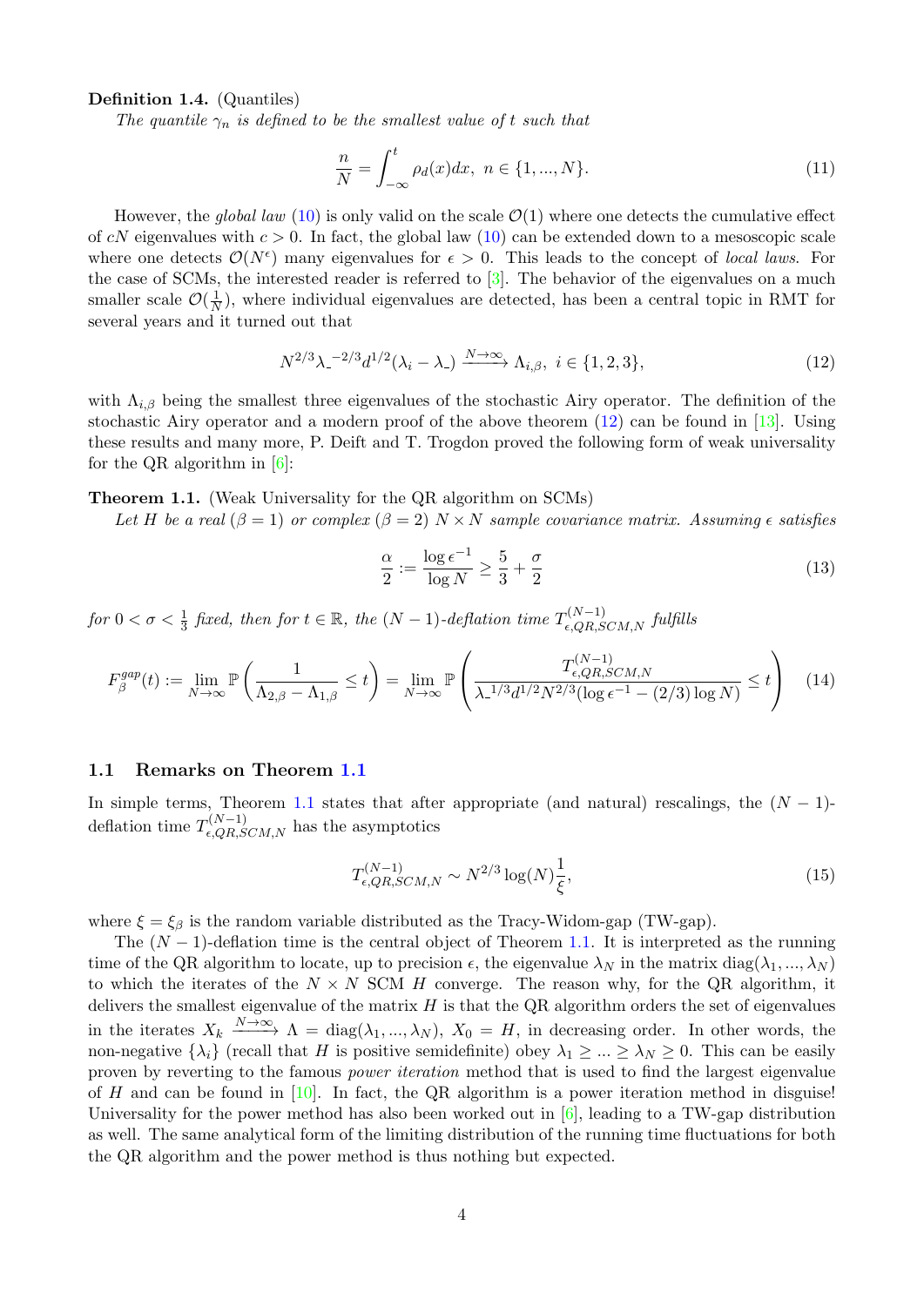**Definition 1.4.** (Quantiles)

*The quantile $\gamma_n$ is defined to be the smallest value of $t$ such that*

$$\frac{n}{N} = \int_{-\infty}^{t} \rho_d(x)dx, \; n \in \{1, ..., N\}. \tag{11}$$

However, the *global law* (10) is only valid on the scale $\mathcal{O}(1)$ where one detects the cumulative effect of $cN$ eigenvalues with $c > 0$. In fact, the global law (10) can be extended down to a mesoscopic scale where one detects $\mathcal{O}(N^{\epsilon})$ many eigenvalues for $\epsilon > 0$. This leads to the concept of *local laws*. For the case of SCMs, the interested reader is referred to [3]. The behavior of the eigenvalues on a much smaller scale $\mathcal{O}(\frac{1}{N})$, where individual eigenvalues are detected, has been a central topic in RMT for several years and it turned out that

$$N^{2/3}\lambda_{\text{-}}^{-2/3}d^{1/2}(\lambda_i - \lambda_{\text{-}}) \xrightarrow{N\to\infty} \Lambda_{i,\beta}, \; i \in \{1, 2, 3\}, \tag{12}$$

with $\Lambda_{i,\beta}$ being the smallest three eigenvalues of the stochastic Airy operator. The definition of the stochastic Airy operator and a modern proof of the above theorem (12) can be found in [13]. Using these results and many more, P. Deift and T. Trogdon proved the following form of weak universality for the QR algorithm in [6]:

**Theorem 1.1.** (Weak Universality for the QR algorithm on SCMs)

*Let $H$ be a real ($\beta = 1$) or complex ($\beta = 2$) $N \times N$ sample covariance matrix. Assuming $\epsilon$ satisfies*

$$\frac{\alpha}{2} := \frac{\log \epsilon^{-1}}{\log N} \geq \frac{5}{3} + \frac{\sigma}{2} \tag{13}$$

*for $0 < \sigma < \frac{1}{3}$ fixed, then for $t \in \mathbb{R}$, the $(N-1)$-deflation time $T^{(N-1)}_{\epsilon,QR,SCM,N}$ fulfills*

$$F^{gap}_{\beta}(t) := \lim_{N\to\infty} \mathbb{P}\left(\frac{1}{\Lambda_{2,\beta} - \Lambda_{1,\beta}} \leq t\right) = \lim_{N\to\infty} \mathbb{P}\left(\frac{T^{(N-1)}_{\epsilon,QR,SCM,N}}{\lambda_{\text{-}}^{1/3}d^{1/2}N^{2/3}(\log \epsilon^{-1} - (2/3)\log N)} \leq t\right) \tag{14}$$

## 1.1 Remarks on Theorem 1.1

In simple terms, Theorem 1.1 states that after appropriate (and natural) rescalings, the $(N-1)$-deflation time $T^{(N-1)}_{\epsilon,QR,SCM,N}$ has the asymptotics

$$T^{(N-1)}_{\epsilon,QR,SCM,N} \sim N^{2/3}\log(N)\frac{1}{\xi}, \tag{15}$$

where $\xi = \xi_\beta$ is the random variable distributed as the Tracy-Widom-gap (TW-gap).

The $(N-1)$-deflation time is the central object of Theorem 1.1. It is interpreted as the running time of the QR algorithm to locate, up to precision $\epsilon$, the eigenvalue $\lambda_N$ in the matrix $\text{diag}(\lambda_1, ..., \lambda_N)$ to which the iterates of the $N \times N$ SCM $H$ converge. The reason why, for the QR algorithm, it delivers the smallest eigenvalue of the matrix $H$ is that the QR algorithm orders the set of eigenvalues in the iterates $X_k \xrightarrow{N\to\infty} \Lambda = \text{diag}(\lambda_1, ..., \lambda_N)$, $X_0 = H$, in decreasing order. In other words, the non-negative $\{\lambda_i\}$ (recall that $H$ is positive semidefinite) obey $\lambda_1 \geq ... \geq \lambda_N \geq 0$. This can be easily proven by reverting to the famous *power iteration* method that is used to find the largest eigenvalue of $H$ and can be found in [10]. In fact, the QR algorithm is a power iteration method in disguise! Universality for the power method has also been worked out in [6], leading to a TW-gap distribution as well. The same analytical form of the limiting distribution of the running time fluctuations for both the QR algorithm and the power method is thus nothing but expected.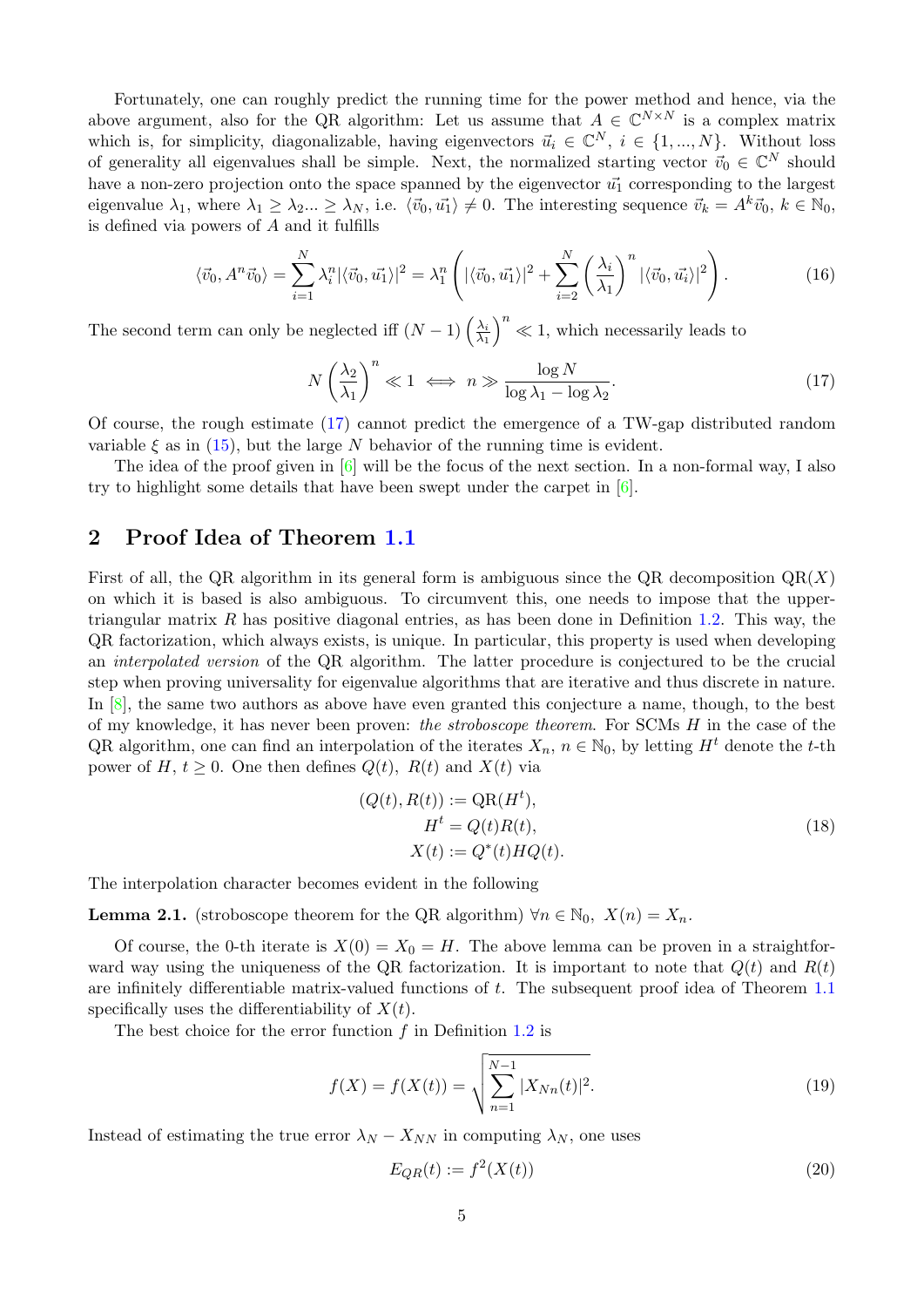Fortunately, one can roughly predict the running time for the power method and hence, via the above argument, also for the QR algorithm: Let us assume that $A \in \mathbb{C}^{N \times N}$ is a complex matrix which is, for simplicity, diagonalizable, having eigenvectors $\vec{u}_i \in \mathbb{C}^N$, $i \in \{1, ..., N\}$. Without loss of generality all eigenvalues shall be simple. Next, the normalized starting vector $\vec{v}_0 \in \mathbb{C}^N$ should have a non-zero projection onto the space spanned by the eigenvector $\vec{u_1}$ corresponding to the largest eigenvalue $\lambda_1$, where $\lambda_1 \geq \lambda_2 ... \geq \lambda_N$, i.e. $\langle \vec{v}_0, \vec{u_1} \rangle \neq 0$. The interesting sequence $\vec{v}_k = A^k \vec{v}_0$, $k \in \mathbb{N}_0$, is defined via powers of $A$ and it fulfills

$$\langle \vec{v}_0, A^n \vec{v}_0 \rangle = \sum_{i=1}^{N} \lambda_i^n |\langle \vec{v}_0, \vec{u}_i \rangle|^2 = \lambda_1^n \left( |\langle \vec{v}_0, \vec{u}_1 \rangle|^2 + \sum_{i=2}^{N} \left( \frac{\lambda_i}{\lambda_1} \right)^n |\langle \vec{v}_0, \vec{u}_i \rangle|^2 \right). \tag{16}$$

The second term can only be neglected iff $(N-1) \left( \frac{\lambda_i}{\lambda_1} \right)^n \ll 1$, which necessarily leads to

$$N \left( \frac{\lambda_2}{\lambda_1} \right)^n \ll 1 \iff n \gg \frac{\log N}{\log \lambda_1 - \log \lambda_2}. \tag{17}$$

Of course, the rough estimate (17) cannot predict the emergence of a TW-gap distributed random variable $\xi$ as in (15), but the large $N$ behavior of the running time is evident.

The idea of the proof given in [6] will be the focus of the next section. In a non-formal way, I also try to highlight some details that have been swept under the carpet in [6].

## 2 Proof Idea of Theorem 1.1

First of all, the QR algorithm in its general form is ambiguous since the QR decomposition $\mathrm{QR}(X)$ on which it is based is also ambiguous. To circumvent this, one needs to impose that the upper-triangular matrix $R$ has positive diagonal entries, as has been done in Definition 1.2. This way, the QR factorization, which always exists, is unique. In particular, this property is used when developing an *interpolated version* of the QR algorithm. The latter procedure is conjectured to be the crucial step when proving universality for eigenvalue algorithms that are iterative and thus discrete in nature. In [8], the same two authors as above have even granted this conjecture a name, though, to the best of my knowledge, it has never been proven: *the stroboscope theorem*. For SCMs $H$ in the case of the QR algorithm, one can find an interpolation of the iterates $X_n$, $n \in \mathbb{N}_0$, by letting $H^t$ denote the $t$-th power of $H$, $t \geq 0$. One then defines $Q(t)$, $R(t)$ and $X(t)$ via

$$\begin{aligned} (Q(t), R(t)) &:= \mathrm{QR}(H^t), \\ H^t &= Q(t)R(t), \\ X(t) &:= Q^*(t) H Q(t). \end{aligned} \tag{18}$$

The interpolation character becomes evident in the following

**Lemma 2.1.** (stroboscope theorem for the QR algorithm) $\forall n \in \mathbb{N}_0$, $X(n) = X_n$.

Of course, the 0-th iterate is $X(0) = X_0 = H$. The above lemma can be proven in a straightforward way using the uniqueness of the QR factorization. It is important to note that $Q(t)$ and $R(t)$ are infinitely differentiable matrix-valued functions of $t$. The subsequent proof idea of Theorem 1.1 specifically uses the differentiability of $X(t)$.

The best choice for the error function $f$ in Definition 1.2 is

$$f(X) = f(X(t)) = \sqrt{\sum_{n=1}^{N-1} |X_{Nn}(t)|^2}. \tag{19}$$

Instead of estimating the true error $\lambda_N - X_{NN}$ in computing $\lambda_N$, one uses

$$E_{QR}(t) := f^2(X(t)) \tag{20}$$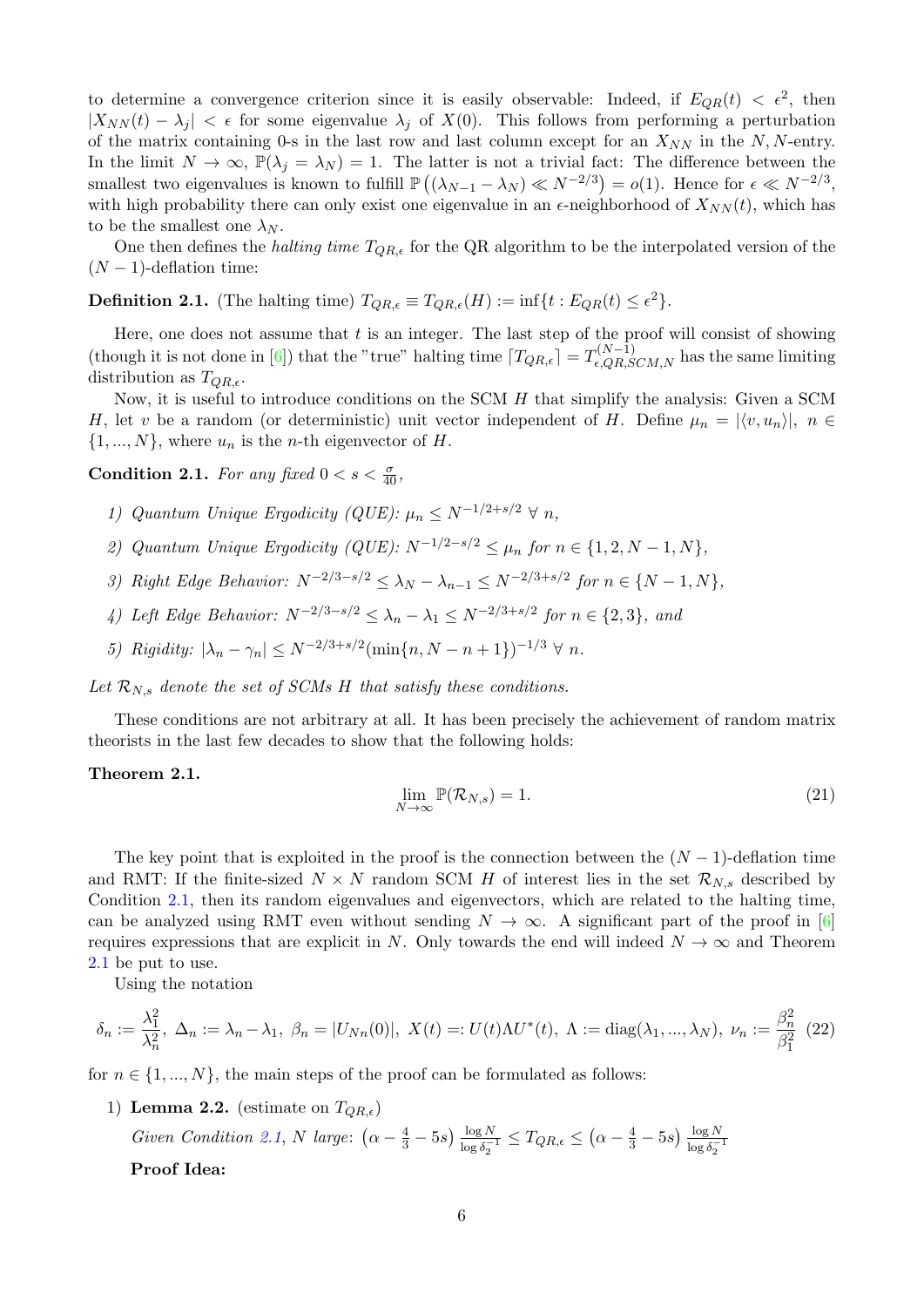to determine a convergence criterion since it is easily observable: Indeed, if $E_{QR}(t) < \epsilon^2$, then $|X_{NN}(t) - \lambda_j| < \epsilon$ for some eigenvalue $\lambda_j$ of $X(0)$. This follows from performing a perturbation of the matrix containing 0-s in the last row and last column except for an $X_{NN}$ in the $N,N$-entry. In the limit $N \to \infty$, $\mathbb{P}(\lambda_j = \lambda_N) = 1$. The latter is not a trivial fact: The difference between the smallest two eigenvalues is known to fulfill $\mathbb{P}\left((\lambda_{N-1} - \lambda_N) \ll N^{-2/3}\right) = o(1)$. Hence for $\epsilon \ll N^{-2/3}$, with high probability there can only exist one eigenvalue in an $\epsilon$-neighborhood of $X_{NN}(t)$, which has to be the smallest one $\lambda_N$.

One then defines the *halting time* $T_{QR,\epsilon}$ for the QR algorithm to be the interpolated version of the $(N-1)$-deflation time:

**Definition 2.1.** (The halting time) $T_{QR,\epsilon} \equiv T_{QR,\epsilon}(H) := \inf\{t : E_{QR}(t) \leq \epsilon^2\}$.

Here, one does not assume that $t$ is an integer. The last step of the proof will consist of showing (though it is not done in [6]) that the "true" halting time $\lceil T_{QR,\epsilon} \rceil = T^{(N-1)}_{\epsilon,QR,SCM,N}$ has the same limiting distribution as $T_{QR,\epsilon}$.

Now, it is useful to introduce conditions on the SCM $H$ that simplify the analysis: Given a SCM $H$, let $v$ be a random (or deterministic) unit vector independent of $H$. Define $\mu_n = |\langle v, u_n \rangle|$, $n \in \{1, ..., N\}$, where $u_n$ is the $n$-th eigenvector of $H$.

**Condition 2.1.** *For any fixed* $0 < s < \frac{\sigma}{40}$,

1) *Quantum Unique Ergodicity (QUE):* $\mu_n \leq N^{-1/2+s/2}$ $\forall$ $n$,
2) *Quantum Unique Ergodicity (QUE):* $N^{-1/2-s/2} \leq \mu_n$ *for* $n \in \{1, 2, N-1, N\}$,
3) *Right Edge Behavior:* $N^{-2/3-s/2} \leq \lambda_N - \lambda_{n-1} \leq N^{-2/3+s/2}$ *for* $n \in \{N-1, N\}$,
4) *Left Edge Behavior:* $N^{-2/3-s/2} \leq \lambda_n - \lambda_1 \leq N^{-2/3+s/2}$ *for* $n \in \{2, 3\}$, *and*
5) *Rigidity:* $|\lambda_n - \gamma_n| \leq N^{-2/3+s/2}(\min\{n, N-n+1\})^{-1/3}$ $\forall$ $n$.

*Let* $\mathcal{R}_{N,s}$ *denote the set of SCMs* $H$ *that satisfy these conditions.*

These conditions are not arbitrary at all. It has been precisely the achievement of random matrix theorists in the last few decades to show that the following holds:

**Theorem 2.1.**

$$\lim_{N \to \infty} \mathbb{P}(\mathcal{R}_{N,s}) = 1. \tag{21}$$

The key point that is exploited in the proof is the connection between the $(N-1)$-deflation time and RMT: If the finite-sized $N \times N$ random SCM $H$ of interest lies in the set $\mathcal{R}_{N,s}$ described by Condition 2.1, then its random eigenvalues and eigenvectors, which are related to the halting time, can be analyzed using RMT even without sending $N \to \infty$. A significant part of the proof in [6] requires expressions that are explicit in $N$. Only towards the end will indeed $N \to \infty$ and Theorem 2.1 be put to use.

Using the notation

$$\delta_n := \frac{\lambda_1^2}{\lambda_n^2},\ \Delta_n := \lambda_n - \lambda_1,\ \beta_n = |U_{Nn}(0)|,\ X(t) =: U(t)\Lambda U^*(t),\ \Lambda := \mathrm{diag}(\lambda_1, ..., \lambda_N),\ \nu_n := \frac{\beta_n^2}{\beta_1^2} \tag{22}$$

for $n \in \{1, ..., N\}$, the main steps of the proof can be formulated as follows:

1) **Lemma 2.2.** (estimate on $T_{QR,\epsilon}$)

   *Given Condition 2.1, N large:* $\left(\alpha - \frac{4}{3} - 5s\right) \frac{\log N}{\log \delta_2^{-1}} \leq T_{QR,\epsilon} \leq \left(\alpha - \frac{4}{3} - 5s\right) \frac{\log N}{\log \delta_2^{-1}}$

   **Proof Idea:**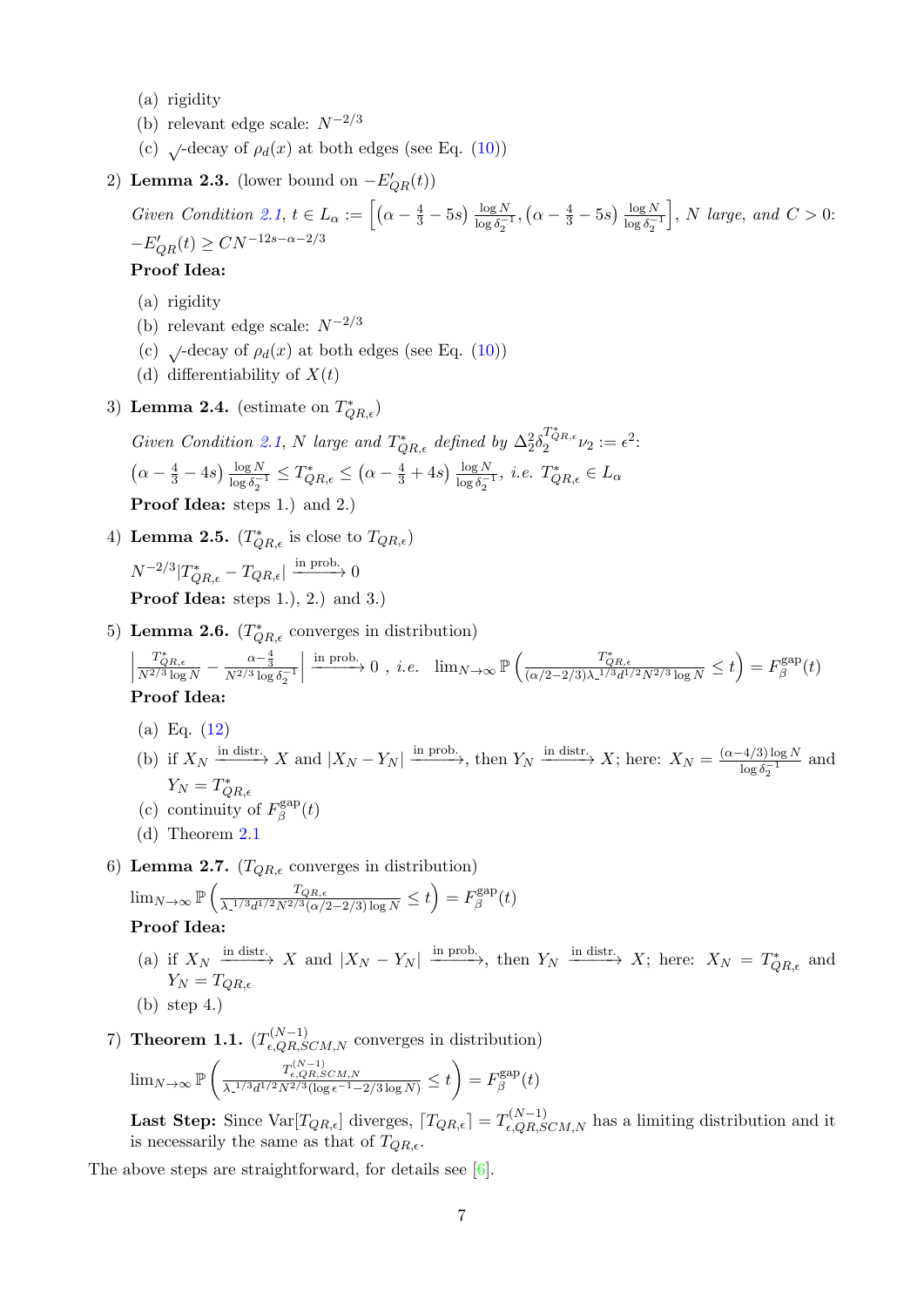(a) rigidity
(b) relevant edge scale: $N^{-2/3}$
(c) $\surd$-decay of $\rho_d(x)$ at both edges (see Eq. (10))

2) **Lemma 2.3.** (lower bound on $-E'_{QR}(t)$)

   *Given Condition 2.1,* $t \in L_\alpha := \left[\left(\alpha - \frac{4}{3} - 5s\right)\frac{\log N}{\log \delta_2^{-1}}, \left(\alpha - \frac{4}{3} - 5s\right)\frac{\log N}{\log \delta_2^{-1}}\right]$*, N large, and* $C > 0$*:* $-E'_{QR}(t) \geq CN^{-12s-\alpha-2/3}$

   **Proof Idea:**

   (a) rigidity
   (b) relevant edge scale: $N^{-2/3}$
   (c) $\surd$-decay of $\rho_d(x)$ at both edges (see Eq. (10))
   (d) differentiability of $X(t)$

3) **Lemma 2.4.** (estimate on $T^*_{QR,\epsilon}$)

   *Given Condition 2.1, N large and* $T^*_{QR,\epsilon}$ *defined by* $\Delta_2^2 \delta_2^{T^*_{QR,\epsilon}} \nu_2 := \epsilon^2$*:*
   $\left(\alpha - \frac{4}{3} - 4s\right)\frac{\log N}{\log \delta_2^{-1}} \leq T^*_{QR,\epsilon} \leq \left(\alpha - \frac{4}{3} + 4s\right)\frac{\log N}{\log \delta_2^{-1}}$*, i.e.* $T^*_{QR,\epsilon} \in L_\alpha$

   **Proof Idea:** steps 1.) and 2.)

4) **Lemma 2.5.** ($T^*_{QR,\epsilon}$ is close to $T_{QR,\epsilon}$)

   $N^{-2/3}|T^*_{QR,\epsilon} - T_{QR,\epsilon}| \xrightarrow{\text{in prob.}} 0$

   **Proof Idea:** steps 1.), 2.) and 3.)

5) **Lemma 2.6.** ($T^*_{QR,\epsilon}$ converges in distribution)

   $\left|\frac{T^*_{QR,\epsilon}}{N^{2/3}\log N} - \frac{\alpha - \frac{4}{3}}{N^{2/3}\log \delta_2^{-1}}\right| \xrightarrow{\text{in prob.}} 0$ *, i.e.* $\lim_{N\to\infty} \mathbb{P}\left(\frac{T^*_{QR,\epsilon}}{(\alpha/2-2/3)\lambda_-^{1/3} d^{1/2} N^{2/3}\log N} \leq t\right) = F_\beta^{\text{gap}}(t)$

   **Proof Idea:**

   (a) Eq. (12)
   (b) if $X_N \xrightarrow{\text{in distr.}} X$ and $|X_N - Y_N| \xrightarrow{\text{in prob.}}$, then $Y_N \xrightarrow{\text{in distr.}} X$; here: $X_N = \frac{(\alpha-4/3)\log N}{\log \delta_2^{-1}}$ and $Y_N = T^*_{QR,\epsilon}$
   (c) continuity of $F_\beta^{\text{gap}}(t)$
   (d) Theorem 2.1

6) **Lemma 2.7.** ($T_{QR,\epsilon}$ converges in distribution)

   $\lim_{N\to\infty} \mathbb{P}\left(\frac{T_{QR,\epsilon}}{\lambda_-^{1/3} d^{1/2} N^{2/3}(\alpha/2-2/3)\log N} \leq t\right) = F_\beta^{\text{gap}}(t)$

   **Proof Idea:**

   (a) if $X_N \xrightarrow{\text{in distr.}} X$ and $|X_N - Y_N| \xrightarrow{\text{in prob.}}$, then $Y_N \xrightarrow{\text{in distr.}} X$; here: $X_N = T^*_{QR,\epsilon}$ and $Y_N = T_{QR,\epsilon}$
   (b) step 4.)

7) **Theorem 1.1.** ($T^{(N-1)}_{\epsilon,QR,SCM,N}$ converges in distribution)

   $\lim_{N\to\infty} \mathbb{P}\left(\frac{T^{(N-1)}_{\epsilon,QR,SCM,N}}{\lambda_-^{1/3} d^{1/2} N^{2/3}(\log \epsilon^{-1} - 2/3 \log N)} \leq t\right) = F_\beta^{\text{gap}}(t)$

   **Last Step:** Since $\text{Var}[T_{QR,\epsilon}]$ diverges, $\lceil T_{QR,\epsilon}\rceil = T^{(N-1)}_{\epsilon,QR,SCM,N}$ has a limiting distribution and it is necessarily the same as that of $T_{QR,\epsilon}$.

The above steps are straightforward, for details see [6].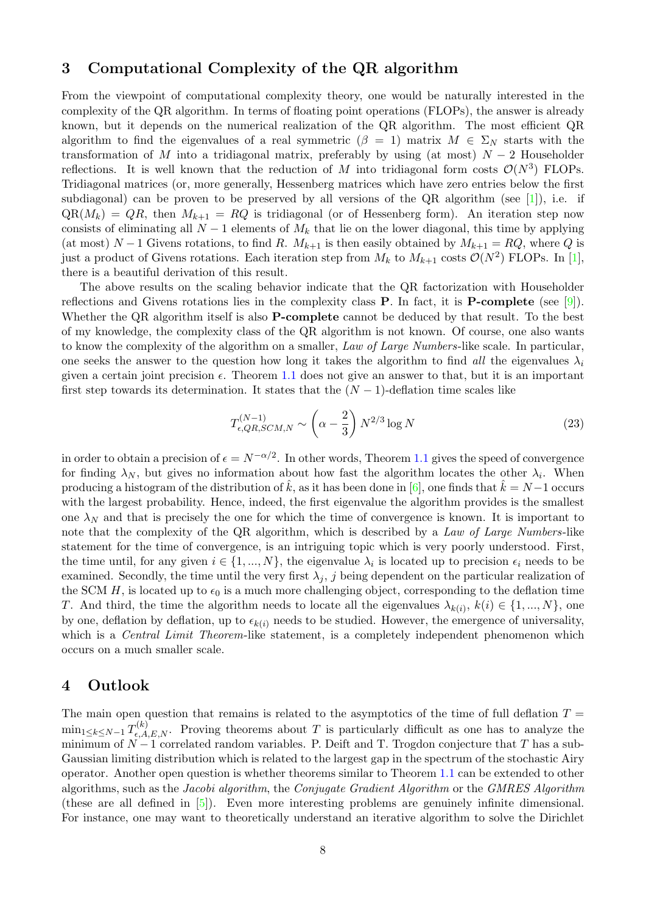## 3 Computational Complexity of the QR algorithm

From the viewpoint of computational complexity theory, one would be naturally interested in the complexity of the QR algorithm. In terms of floating point operations (FLOPs), the answer is already known, but it depends on the numerical realization of the QR algorithm. The most efficient QR algorithm to find the eigenvalues of a real symmetric ($\beta = 1$) matrix $M \in \Sigma_N$ starts with the transformation of $M$ into a tridiagonal matrix, preferably by using (at most) $N-2$ Householder reflections. It is well known that the reduction of $M$ into tridiagonal form costs $\mathcal{O}(N^3)$ FLOPs. Tridiagonal matrices (or, more generally, Hessenberg matrices which have zero entries below the first subdiagonal) can be proven to be preserved by all versions of the QR algorithm (see [1]), i.e. if $\text{QR}(M_k) = QR$, then $M_{k+1} = RQ$ is tridiagonal (or of Hessenberg form). An iteration step now consists of eliminating all $N-1$ elements of $M_k$ that lie on the lower diagonal, this time by applying (at most) $N-1$ Givens rotations, to find $R$. $M_{k+1}$ is then easily obtained by $M_{k+1} = RQ$, where $Q$ is just a product of Givens rotations. Each iteration step from $M_k$ to $M_{k+1}$ costs $\mathcal{O}(N^2)$ FLOPs. In [1], there is a beautiful derivation of this result.

The above results on the scaling behavior indicate that the QR factorization with Householder reflections and Givens rotations lies in the complexity class **P**. In fact, it is **P-complete** (see [9]). Whether the QR algorithm itself is also **P-complete** cannot be deduced by that result. To the best of my knowledge, the complexity class of the QR algorithm is not known. Of course, one also wants to know the complexity of the algorithm on a smaller, *Law of Large Numbers*-like scale. In particular, one seeks the answer to the question how long it takes the algorithm to find *all* the eigenvalues $\lambda_i$ given a certain joint precision $\epsilon$. Theorem 1.1 does not give an answer to that, but it is an important first step towards its determination. It states that the $(N-1)$-deflation time scales like

$$T^{(N-1)}_{\epsilon,QR,SCM,N} \sim \left(\alpha - \frac{2}{3}\right) N^{2/3} \log N \tag{23}$$

in order to obtain a precision of $\epsilon = N^{-\alpha/2}$. In other words, Theorem 1.1 gives the speed of convergence for finding $\lambda_N$, but gives no information about how fast the algorithm locates the other $\lambda_i$. When producing a histogram of the distribution of $\hat{k}$, as it has been done in [6], one finds that $\hat{k} = N-1$ occurs with the largest probability. Hence, indeed, the first eigenvalue the algorithm provides is the smallest one $\lambda_N$ and that is precisely the one for which the time of convergence is known. It is important to note that the complexity of the QR algorithm, which is described by a *Law of Large Numbers*-like statement for the time of convergence, is an intriguing topic which is very poorly understood. First, the time until, for any given $i \in \{1, ..., N\}$, the eigenvalue $\lambda_i$ is located up to precision $\epsilon_i$ needs to be examined. Secondly, the time until the very first $\lambda_j$, $j$ being dependent on the particular realization of the SCM $H$, is located up to $\epsilon_0$ is a much more challenging object, corresponding to the deflation time $T$. And third, the time the algorithm needs to locate all the eigenvalues $\lambda_{k(i)}$, $k(i) \in \{1, ..., N\}$, one by one, deflation by deflation, up to $\epsilon_{k(i)}$ needs to be studied. However, the emergence of universality, which is a *Central Limit Theorem*-like statement, is a completely independent phenomenon which occurs on a much smaller scale.

## 4 Outlook

The main open question that remains is related to the asymptotics of the time of full deflation $T = \min_{1 \le k \le N-1} T^{(k)}_{\epsilon,A,E,N}$. Proving theorems about $T$ is particularly difficult as one has to analyze the minimum of $N-1$ correlated random variables. P. Deift and T. Trogdon conjecture that $T$ has a sub-Gaussian limiting distribution which is related to the largest gap in the spectrum of the stochastic Airy operator. Another open question is whether theorems similar to Theorem 1.1 can be extended to other algorithms, such as the *Jacobi algorithm*, the *Conjugate Gradient Algorithm* or the *GMRES Algorithm* (these are all defined in [5]). Even more interesting problems are genuinely infinite dimensional. For instance, one may want to theoretically understand an iterative algorithm to solve the Dirichlet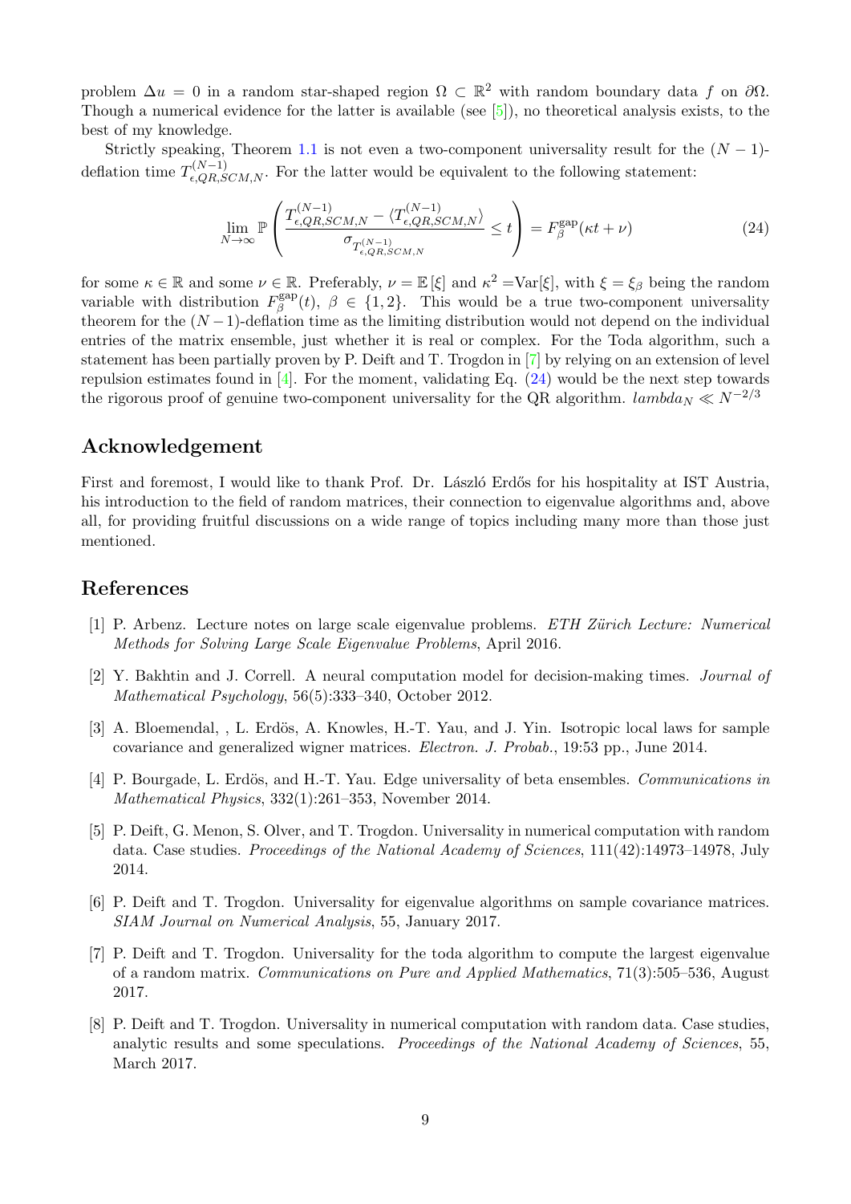problem $\Delta u = 0$ in a random star-shaped region $\Omega \subset \mathbb{R}^2$ with random boundary data $f$ on $\partial\Omega$. Though a numerical evidence for the latter is available (see [5]), no theoretical analysis exists, to the best of my knowledge.

Strictly speaking, Theorem 1.1 is not even a two-component universality result for the $(N-1)$-deflation time $T^{(N-1)}_{\epsilon,QR,SCM,N}$. For the latter would be equivalent to the following statement:

$$\lim_{N\to\infty} \mathbb{P}\left( \frac{T^{(N-1)}_{\epsilon,QR,SCM,N} - \langle T^{(N-1)}_{\epsilon,QR,SCM,N} \rangle}{\sigma_{T^{(N-1)}_{\epsilon,QR,SCM,N}}} \leq t \right) = F^{\text{gap}}_{\beta}(\kappa t + \nu) \tag{24}$$

for some $\kappa \in \mathbb{R}$ and some $\nu \in \mathbb{R}$. Preferably, $\nu = \mathbb{E}[\xi]$ and $\kappa^2 = \text{Var}[\xi]$, with $\xi = \xi_\beta$ being the random variable with distribution $F^{\text{gap}}_{\beta}(t)$, $\beta \in \{1, 2\}$. This would be a true two-component universality theorem for the $(N-1)$-deflation time as the limiting distribution would not depend on the individual entries of the matrix ensemble, just whether it is real or complex. For the Toda algorithm, such a statement has been partially proven by P. Deift and T. Trogdon in [7] by relying on an extension of level repulsion estimates found in [4]. For the moment, validating Eq. (24) would be the next step towards the rigorous proof of genuine two-component universality for the QR algorithm. $lambda_N \ll N^{-2/3}$

## Acknowledgement

First and foremost, I would like to thank Prof. Dr. László Erdős for his hospitality at IST Austria, his introduction to the field of random matrices, their connection to eigenvalue algorithms and, above all, for providing fruitful discussions on a wide range of topics including many more than those just mentioned.

## References

[1] P. Arbenz. Lecture notes on large scale eigenvalue problems. *ETH Zürich Lecture: Numerical Methods for Solving Large Scale Eigenvalue Problems*, April 2016.

[2] Y. Bakhtin and J. Correll. A neural computation model for decision-making times. *Journal of Mathematical Psychology*, 56(5):333–340, October 2012.

[3] A. Bloemendal, , L. Erdös, A. Knowles, H.-T. Yau, and J. Yin. Isotropic local laws for sample covariance and generalized wigner matrices. *Electron. J. Probab.*, 19:53 pp., June 2014.

[4] P. Bourgade, L. Erdös, and H.-T. Yau. Edge universality of beta ensembles. *Communications in Mathematical Physics*, 332(1):261–353, November 2014.

[5] P. Deift, G. Menon, S. Olver, and T. Trogdon. Universality in numerical computation with random data. Case studies. *Proceedings of the National Academy of Sciences*, 111(42):14973–14978, July 2014.

[6] P. Deift and T. Trogdon. Universality for eigenvalue algorithms on sample covariance matrices. *SIAM Journal on Numerical Analysis*, 55, January 2017.

[7] P. Deift and T. Trogdon. Universality for the toda algorithm to compute the largest eigenvalue of a random matrix. *Communications on Pure and Applied Mathematics*, 71(3):505–536, August 2017.

[8] P. Deift and T. Trogdon. Universality in numerical computation with random data. Case studies, analytic results and some speculations. *Proceedings of the National Academy of Sciences*, 55, March 2017.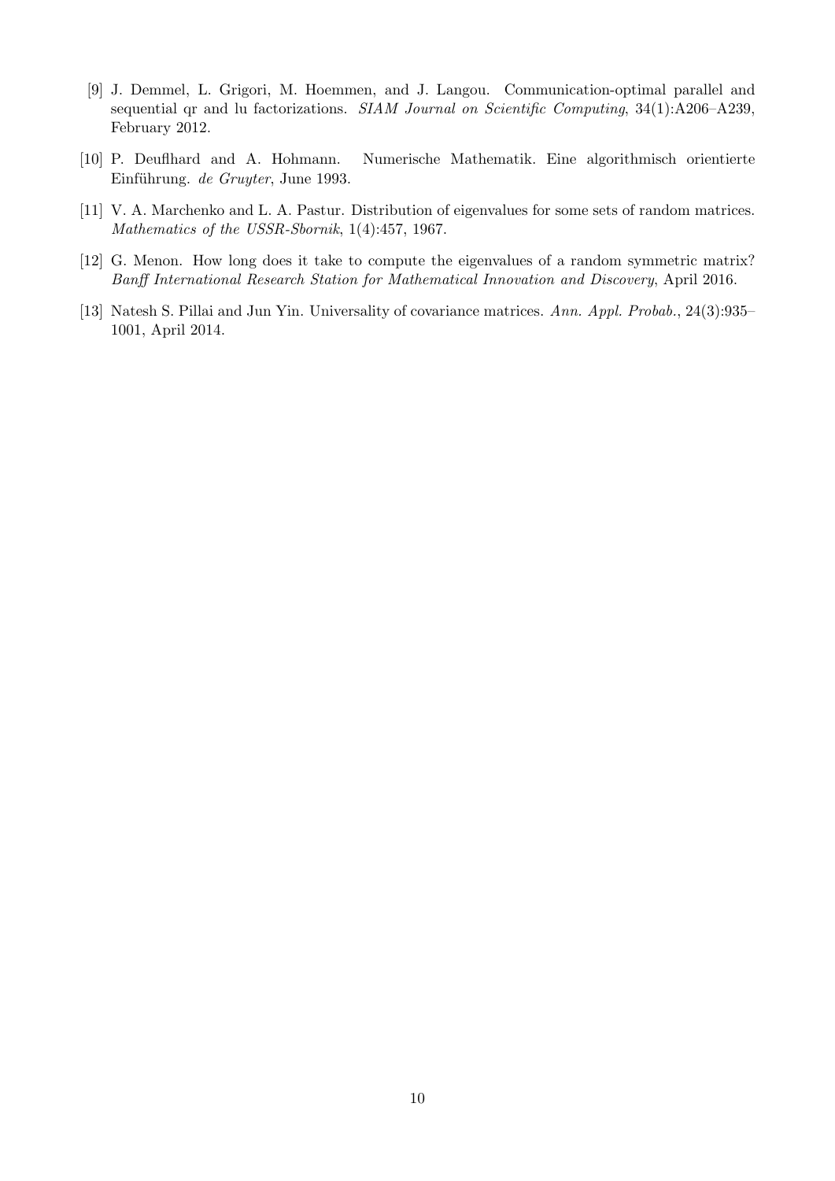[9] J. Demmel, L. Grigori, M. Hoemmen, and J. Langou. Communication-optimal parallel and sequential qr and lu factorizations. *SIAM Journal on Scientific Computing*, 34(1):A206–A239, February 2012.

[10] P. Deuflhard and A. Hohmann. Numerische Mathematik. Eine algorithmisch orientierte Einführung. *de Gruyter*, June 1993.

[11] V. A. Marchenko and L. A. Pastur. Distribution of eigenvalues for some sets of random matrices. *Mathematics of the USSR-Sbornik*, 1(4):457, 1967.

[12] G. Menon. How long does it take to compute the eigenvalues of a random symmetric matrix? *Banff International Research Station for Mathematical Innovation and Discovery*, April 2016.

[13] Natesh S. Pillai and Jun Yin. Universality of covariance matrices. *Ann. Appl. Probab.*, 24(3):935–1001, April 2014.